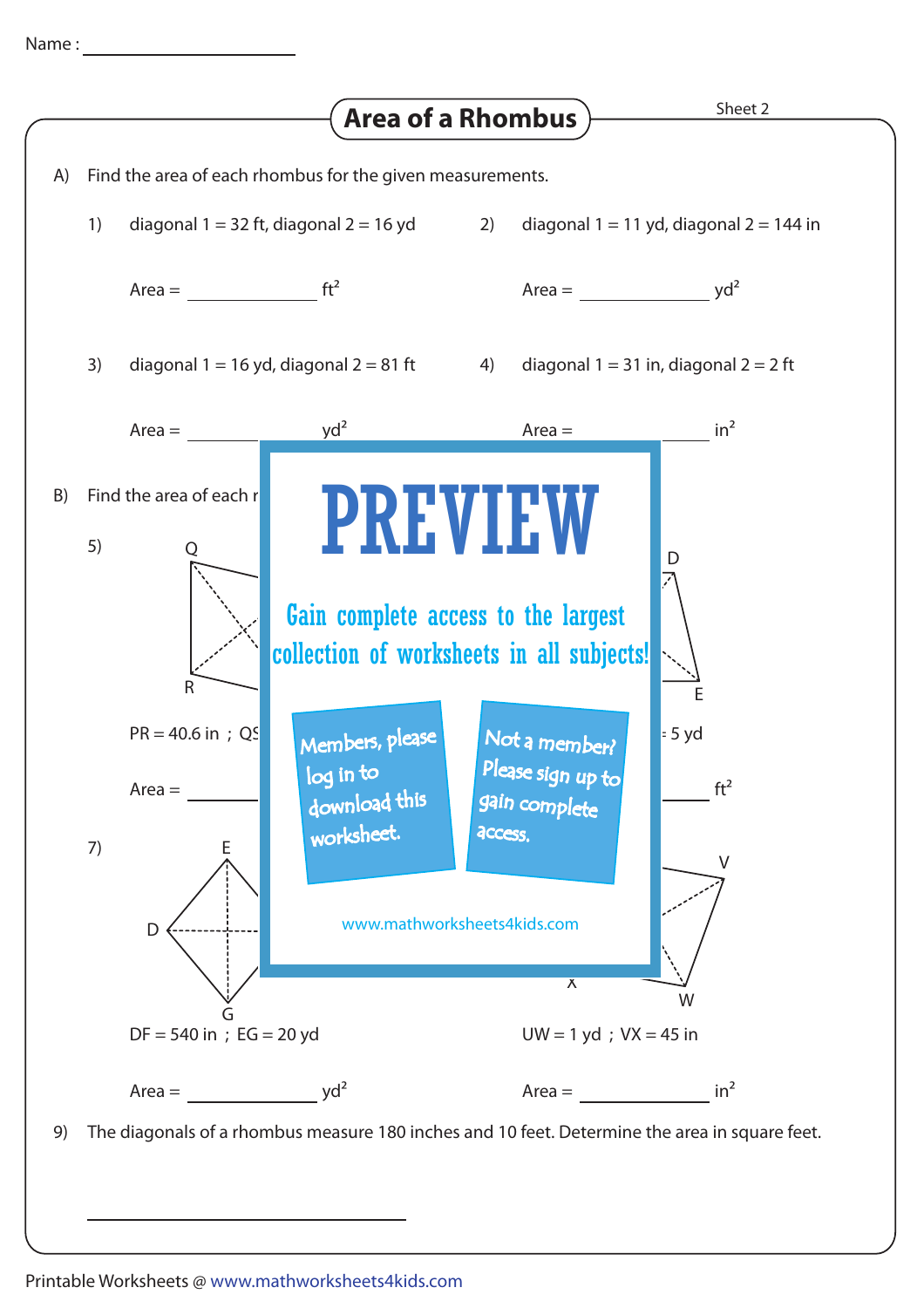Name : ____________________

# Area of a Rhombus

Sheet 2

A) Find the area of each rhombus for the given measurements.

1) diagonal 1 = 32 ft, diagonal 2 = 16 yd

Area = ____________ $ft^2$

2) diagonal 1 = 11 yd, diagonal 2 = 144 in

Area = ____________ $yd^2$

3) diagonal 1 = 16 yd, diagonal 2 = 81 ft

Area = ____________ $yd^2$

4) diagonal 1 = 31 in, diagonal 2 = 2 ft

Area = ____________ $in^2$

B) Find the area of each r

5) Q R

PR = 40.6 in ; QS

Area = ____________

D E

= 5 yd

____________ $ft^2$

7) E D G

DF = 540 in ; EG = 20 yd

Area = ____________ $yd^2$

V X W

UW = 1 yd ; VX = 45 in

Area = ____________ $in^2$

PREVIEW

Gain complete access to the largest collection of worksheets in all subjects!

Members, please log in to download this worksheet.

Not a member? Please sign up to gain complete access.

www.mathworksheets4kids.com

9) The diagonals of a rhombus measure 180 inches and 10 feet. Determine the area in square feet.

____________________

Printable Worksheets @ www.mathworksheets4kids.com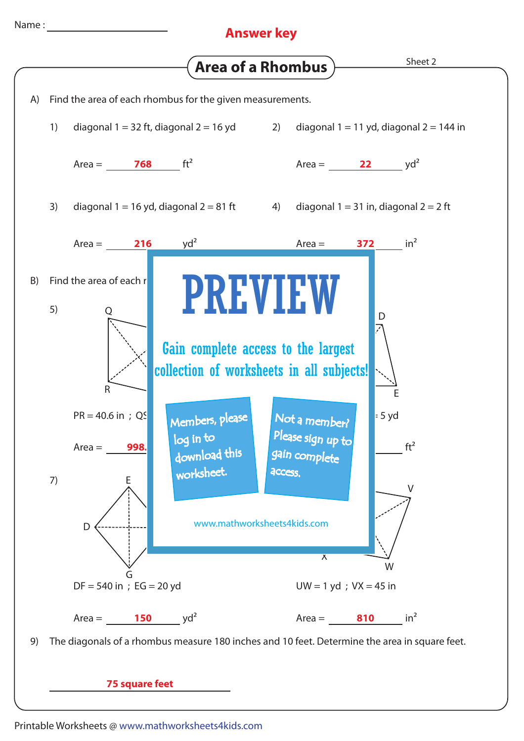Name : ____________________

**Answer key**

# Area of a Rhombus

Sheet 2

A) Find the area of each rhombus for the given measurements.

1) diagonal 1 = 32 ft, diagonal 2 = 16 yd

Area = **768** $ft^2$

2) diagonal 1 = 11 yd, diagonal 2 = 144 in

Area = **22** $yd^2$

3) diagonal 1 = 16 yd, diagonal 2 = 81 ft

Area = **216** $yd^2$

4) diagonal 1 = 31 in, diagonal 2 = 2 ft

Area = **372** $in^2$

B) Find the area of each r

5)

Q

R

D

E

PR = 40.6 in ; QS

Area = **998.**

= 5 yd

$ft^2$

7)

E

D

G

X

V

W

DF = 540 in ; EG = 20 yd

Area = **150** $yd^2$

UW = 1 yd ; VX = 45 in

Area = **810** $in^2$

9) The diagonals of a rhombus measure 180 inches and 10 feet. Determine the area in square feet.

**75 square feet**

PREVIEW

Gain complete access to the largest collection of worksheets in all subjects!

Members, please log in to download this worksheet.

Not a member? Please sign up to gain complete access.

www.mathworksheets4kids.com

Printable Worksheets @ www.mathworksheets4kids.com